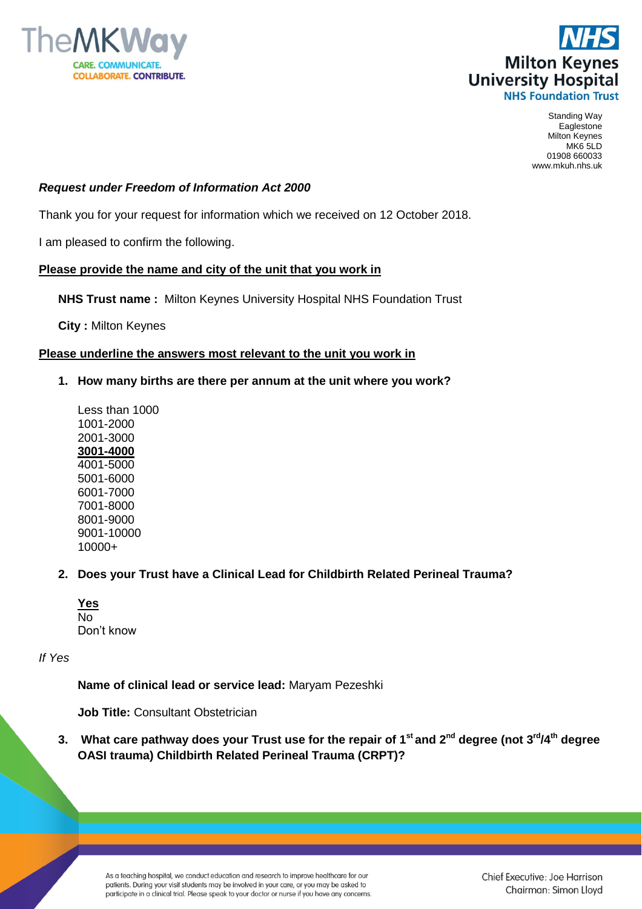Standing Way
Eaglestone
Milton Keynes
MK6 5LD
01908 660033
www.mkuh.nhs.uk

***Request under Freedom of Information Act 2000***

Thank you for your request for information which we received on 12 October 2018.

I am pleased to confirm the following.

**Please provide the name and city of the unit that you work in**

**NHS Trust name :** Milton Keynes University Hospital NHS Foundation Trust

**City :** Milton Keynes

**Please underline the answers most relevant to the unit you work in**

1. **How many births are there per annum at the unit where you work?**

   Less than 1000
   1001-2000
   2001-3000
   **3001-4000**
   4001-5000
   5001-6000
   6001-7000
   7001-8000
   8001-9000
   9001-10000
   10000+

2. **Does your Trust have a Clinical Lead for Childbirth Related Perineal Trauma?**

   **Yes**
   No
   Don't know

*If Yes*

**Name of clinical lead or service lead:** Maryam Pezeshki

**Job Title:** Consultant Obstetrician

3. **What care pathway does your Trust use for the repair of 1st and 2nd degree (not 3rd/4th degree OASI trauma) Childbirth Related Perineal Trauma (CRPT)?**

As a teaching hospital, we conduct education and research to improve healthcare for our patients. During your visit students may be involved in your care, or you may be asked to participate in a clinical trial. Please speak to your doctor or nurse if you have any concerns.

Chief Executive: Joe Harrison
Chairman: Simon Lloyd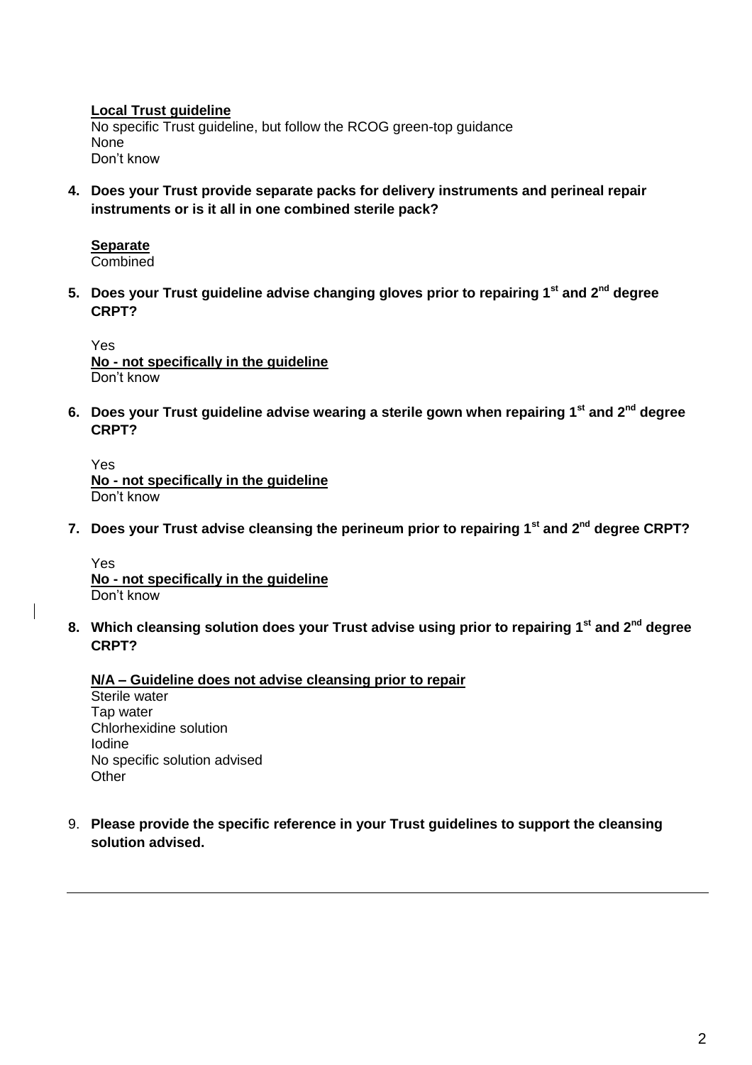**Local Trust guideline**
No specific Trust guideline, but follow the RCOG green-top guidance
None
Don't know

**4. Does your Trust provide separate packs for delivery instruments and perineal repair instruments or is it all in one combined sterile pack?**

**Separate**
Combined

**5. Does your Trust guideline advise changing gloves prior to repairing 1st and 2nd degree CRPT?**

Yes
**No - not specifically in the guideline**
Don't know

**6. Does your Trust guideline advise wearing a sterile gown when repairing 1st and 2nd degree CRPT?**

Yes
**No - not specifically in the guideline**
Don't know

**7. Does your Trust advise cleansing the perineum prior to repairing 1st and 2nd degree CRPT?**

Yes
**No - not specifically in the guideline**
Don't know

**8. Which cleansing solution does your Trust advise using prior to repairing 1st and 2nd degree CRPT?**

**N/A – Guideline does not advise cleansing prior to repair**
Sterile water
Tap water
Chlorhexidine solution
Iodine
No specific solution advised
Other

9. **Please provide the specific reference in your Trust guidelines to support the cleansing solution advised.**

---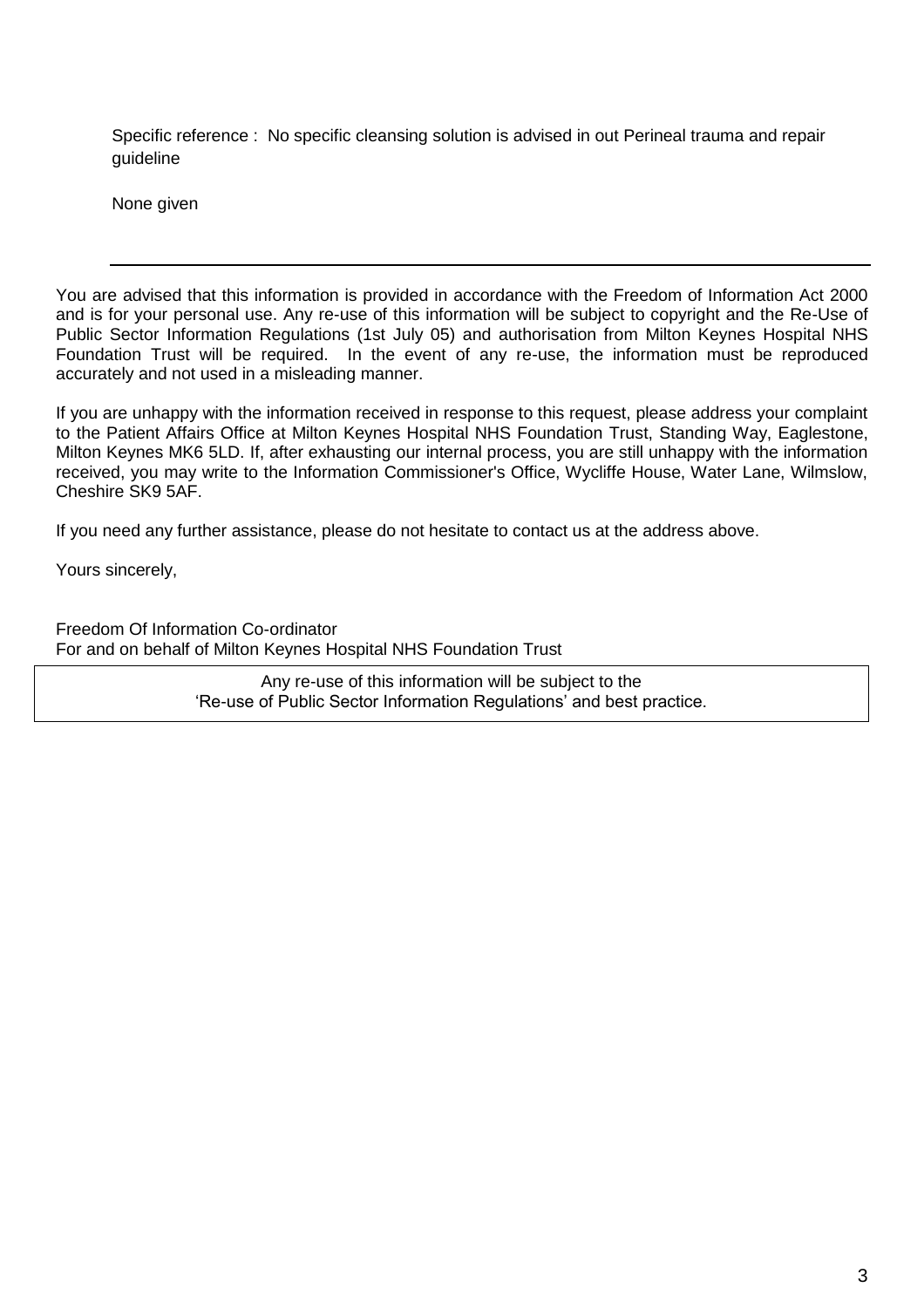Specific reference : No specific cleansing solution is advised in out Perineal trauma and repair guideline

None given

---

You are advised that this information is provided in accordance with the Freedom of Information Act 2000 and is for your personal use. Any re-use of this information will be subject to copyright and the Re-Use of Public Sector Information Regulations (1st July 05) and authorisation from Milton Keynes Hospital NHS Foundation Trust will be required. In the event of any re-use, the information must be reproduced accurately and not used in a misleading manner.

If you are unhappy with the information received in response to this request, please address your complaint to the Patient Affairs Office at Milton Keynes Hospital NHS Foundation Trust, Standing Way, Eaglestone, Milton Keynes MK6 5LD. If, after exhausting our internal process, you are still unhappy with the information received, you may write to the Information Commissioner's Office, Wycliffe House, Water Lane, Wilmslow, Cheshire SK9 5AF.

If you need any further assistance, please do not hesitate to contact us at the address above.

Yours sincerely,

Freedom Of Information Co-ordinator
For and on behalf of Milton Keynes Hospital NHS Foundation Trust

Any re-use of this information will be subject to the
'Re-use of Public Sector Information Regulations' and best practice.